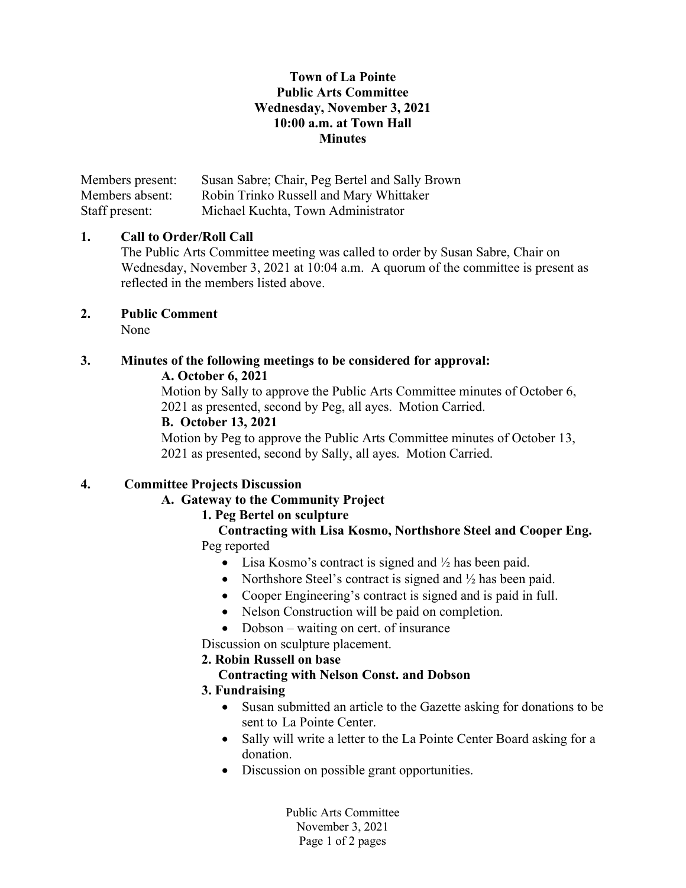# Town of La Pointe
## Public Arts Committee
### Wednesday, November 3, 2021
### 10:00 a.m. at Town Hall
### Minutes

Members present: Susan Sabre; Chair, Peg Bertel and Sally Brown
Members absent: Robin Trinko Russell and Mary Whittaker
Staff present: Michael Kuchta, Town Administrator

**1. Call to Order/Roll Call**

The Public Arts Committee meeting was called to order by Susan Sabre, Chair on Wednesday, November 3, 2021 at 10:04 a.m. A quorum of the committee is present as reflected in the members listed above.

**2. Public Comment**

None

**3. Minutes of the following meetings to be considered for approval:**

**A. October 6, 2021**

Motion by Sally to approve the Public Arts Committee minutes of October 6, 2021 as presented, second by Peg, all ayes. Motion Carried.

**B. October 13, 2021**

Motion by Peg to approve the Public Arts Committee minutes of October 13, 2021 as presented, second by Sally, all ayes. Motion Carried.

**4. Committee Projects Discussion**

**A. Gateway to the Community Project**

**1. Peg Bertel on sculpture**

**Contracting with Lisa Kosmo, Northshore Steel and Cooper Eng.**

Peg reported

- Lisa Kosmo's contract is signed and ½ has been paid.
- Northshore Steel's contract is signed and ½ has been paid.
- Cooper Engineering's contract is signed and is paid in full.
- Nelson Construction will be paid on completion.
- Dobson – waiting on cert. of insurance

Discussion on sculpture placement.

**2. Robin Russell on base**

**Contracting with Nelson Const. and Dobson**

**3. Fundraising**

- Susan submitted an article to the Gazette asking for donations to be sent to La Pointe Center.
- Sally will write a letter to the La Pointe Center Board asking for a donation.
- Discussion on possible grant opportunities.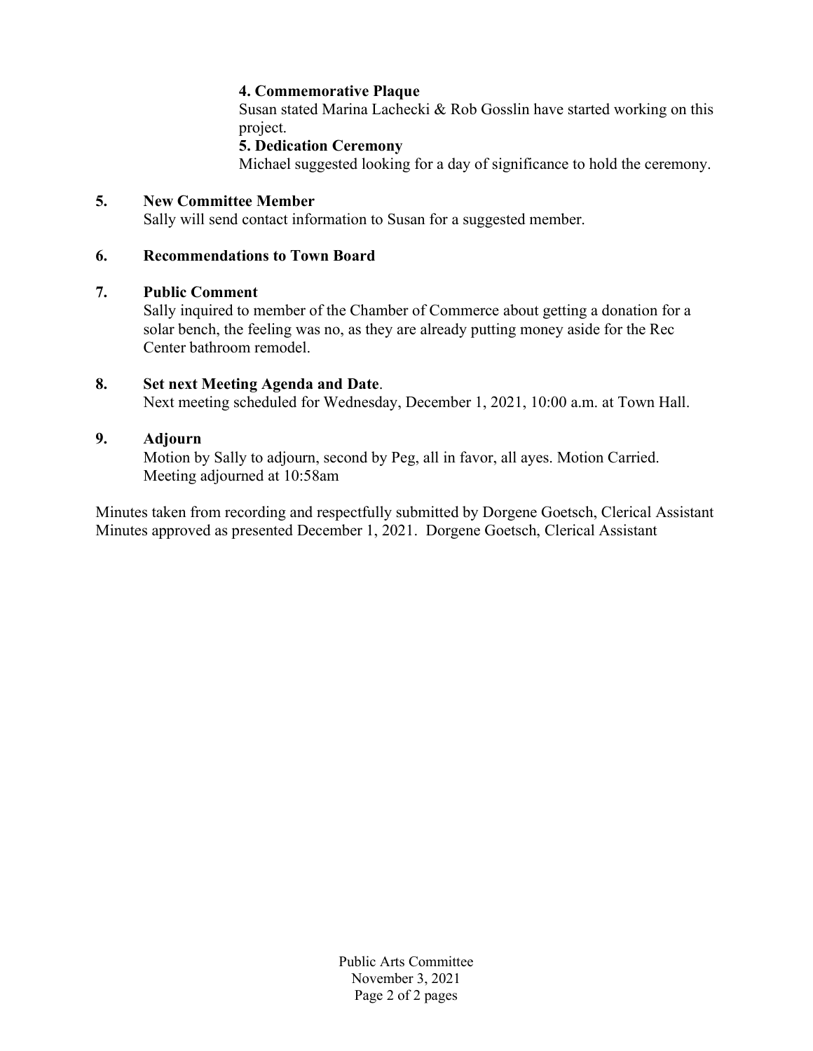**4. Commemorative Plaque**

Susan stated Marina Lachecki & Rob Gosslin have started working on this project.

**5. Dedication Ceremony**

Michael suggested looking for a day of significance to hold the ceremony.

**5. New Committee Member**

Sally will send contact information to Susan for a suggested member.

**6. Recommendations to Town Board**

**7. Public Comment**

Sally inquired to member of the Chamber of Commerce about getting a donation for a solar bench, the feeling was no, as they are already putting money aside for the Rec Center bathroom remodel.

**8. Set next Meeting Agenda and Date**.

Next meeting scheduled for Wednesday, December 1, 2021, 10:00 a.m. at Town Hall.

**9. Adjourn**

Motion by Sally to adjourn, second by Peg, all in favor, all ayes. Motion Carried. Meeting adjourned at 10:58am

Minutes taken from recording and respectfully submitted by Dorgene Goetsch, Clerical Assistant
Minutes approved as presented December 1, 2021. Dorgene Goetsch, Clerical Assistant